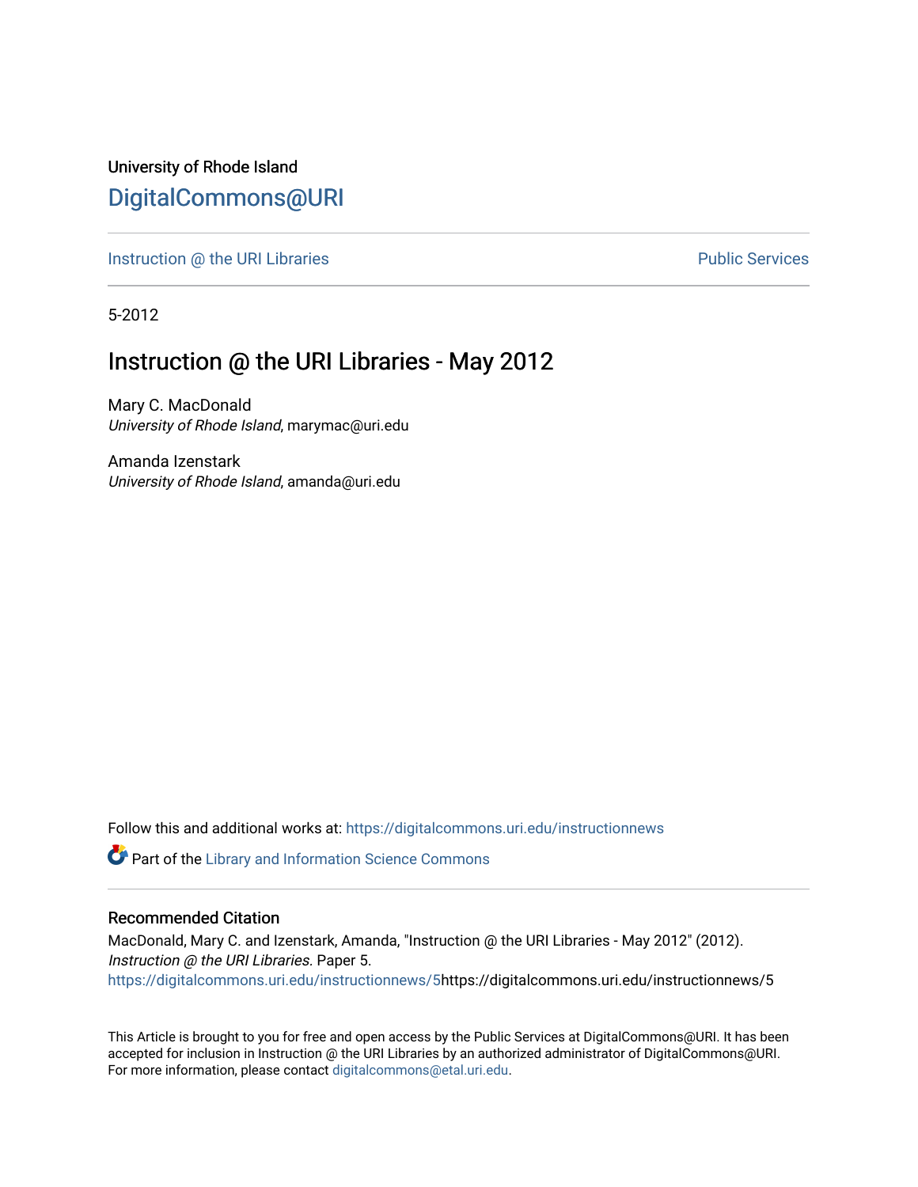University of Rhode Island

# DigitalCommons@URI

Instruction @ the URI Libraries | Public Services

5-2012

## Instruction @ the URI Libraries - May 2012

Mary C. MacDonald
*University of Rhode Island*, marymac@uri.edu

Amanda Izenstark
*University of Rhode Island*, amanda@uri.edu

Follow this and additional works at: https://digitalcommons.uri.edu/instructionnews

Part of the Library and Information Science Commons

### Recommended Citation

MacDonald, Mary C. and Izenstark, Amanda, "Instruction @ the URI Libraries - May 2012" (2012). *Instruction @ the URI Libraries.* Paper 5.
https://digitalcommons.uri.edu/instructionnews/5https://digitalcommons.uri.edu/instructionnews/5

This Article is brought to you for free and open access by the Public Services at DigitalCommons@URI. It has been accepted for inclusion in Instruction @ the URI Libraries by an authorized administrator of DigitalCommons@URI. For more information, please contact digitalcommons@etal.uri.edu.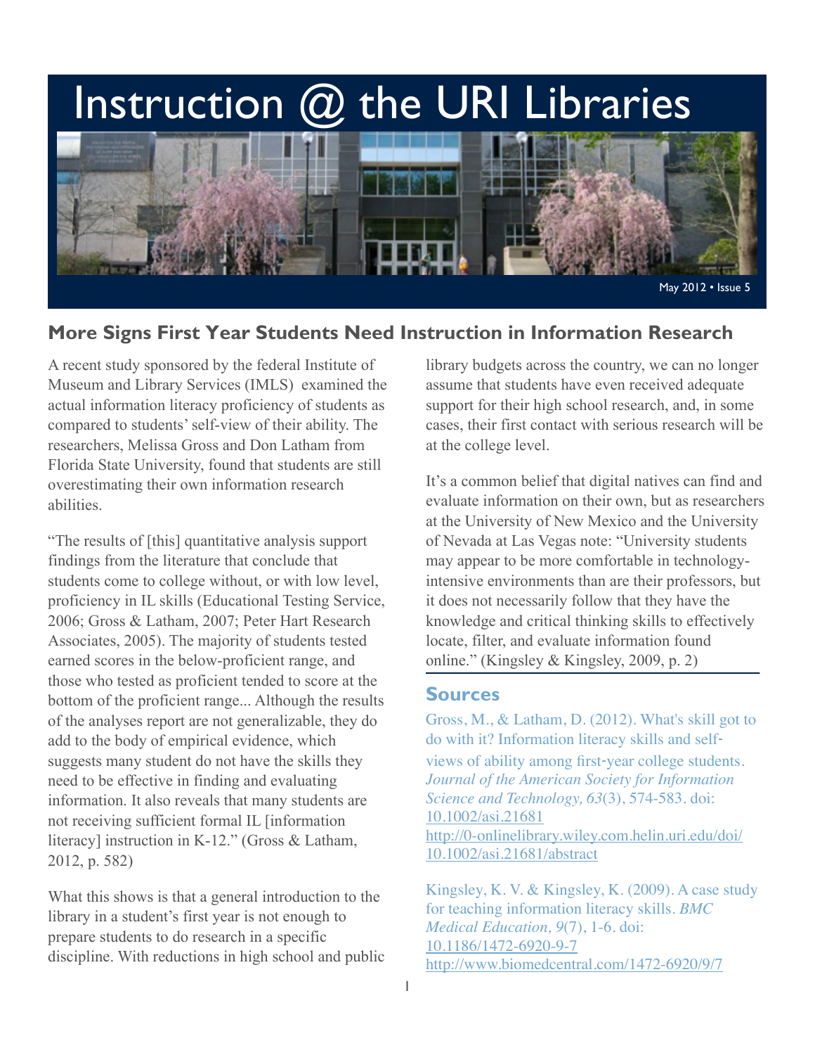# Instruction @ the URI Libraries

May 2012 • Issue 5

## More Signs First Year Students Need Instruction in Information Research

A recent study sponsored by the federal Institute of Museum and Library Services (IMLS) examined the actual information literacy proficiency of students as compared to students' self-view of their ability. The researchers, Melissa Gross and Don Latham from Florida State University, found that students are still overestimating their own information research abilities.

"The results of [this] quantitative analysis support findings from the literature that conclude that students come to college without, or with low level, proficiency in IL skills (Educational Testing Service, 2006; Gross & Latham, 2007; Peter Hart Research Associates, 2005). The majority of students tested earned scores in the below-proficient range, and those who tested as proficient tended to score at the bottom of the proficient range... Although the results of the analyses report are not generalizable, they do add to the body of empirical evidence, which suggests many student do not have the skills they need to be effective in finding and evaluating information. It also reveals that many students are not receiving sufficient formal IL [information literacy] instruction in K-12." (Gross & Latham, 2012, p. 582)

What this shows is that a general introduction to the library in a student's first year is not enough to prepare students to do research in a specific discipline. With reductions in high school and public library budgets across the country, we can no longer assume that students have even received adequate support for their high school research, and, in some cases, their first contact with serious research will be at the college level.

It's a common belief that digital natives can find and evaluate information on their own, but as researchers at the University of New Mexico and the University of Nevada at Las Vegas note: "University students may appear to be more comfortable in technology-intensive environments than are their professors, but it does not necessarily follow that they have the knowledge and critical thinking skills to effectively locate, filter, and evaluate information found online." (Kingsley & Kingsley, 2009, p. 2)

### Sources

Gross, M., & Latham, D. (2012). What's skill got to do with it? Information literacy skills and self-views of ability among first-year college students. *Journal of the American Society for Information Science and Technology, 63*(3), 574-583. doi: 10.1002/asi.21681 http://0-onlinelibrary.wiley.com.helin.uri.edu/doi/10.1002/asi.21681/abstract

Kingsley, K. V. & Kingsley, K. (2009). A case study for teaching information literacy skills. *BMC Medical Education, 9*(7), 1-6. doi: 10.1186/1472-6920-9-7 http://www.biomedcentral.com/1472-6920/9/7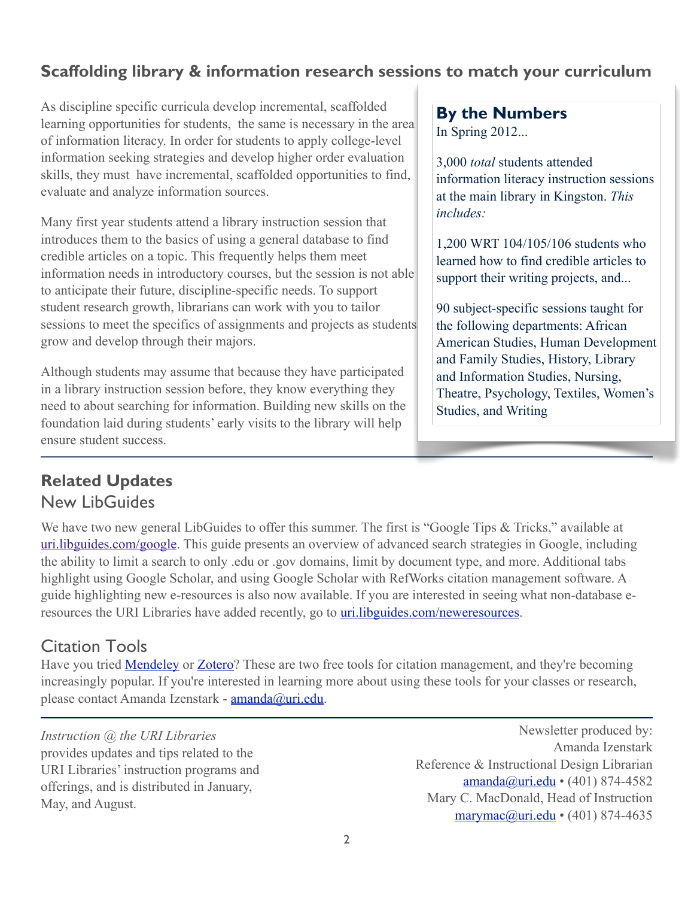## Scaffolding library & information research sessions to match your curriculum

As discipline specific curricula develop incremental, scaffolded learning opportunities for students, the same is necessary in the area of information literacy. In order for students to apply college-level information seeking strategies and develop higher order evaluation skills, they must have incremental, scaffolded opportunities to find, evaluate and analyze information sources.

Many first year students attend a library instruction session that introduces them to the basics of using a general database to find credible articles on a topic. This frequently helps them meet information needs in introductory courses, but the session is not able to anticipate their future, discipline-specific needs. To support student research growth, librarians can work with you to tailor sessions to meet the specifics of assignments and projects as students grow and develop through their majors.

Although students may assume that because they have participated in a library instruction session before, they know everything they need to about searching for information. Building new skills on the foundation laid during students' early visits to the library will help ensure student success.

### By the Numbers

In Spring 2012...

3,000 *total* students attended information literacy instruction sessions at the main library in Kingston. *This includes:*

1,200 WRT 104/105/106 students who learned how to find credible articles to support their writing projects, and...

90 subject-specific sessions taught for the following departments: African American Studies, Human Development and Family Studies, History, Library and Information Studies, Nursing, Theatre, Psychology, Textiles, Women's Studies, and Writing

## Related Updates

### New LibGuides

We have two new general LibGuides to offer this summer. The first is "Google Tips & Tricks," available at uri.libguides.com/google. This guide presents an overview of advanced search strategies in Google, including the ability to limit a search to only .edu or .gov domains, limit by document type, and more. Additional tabs highlight using Google Scholar, and using Google Scholar with RefWorks citation management software. A guide highlighting new e-resources is also now available. If you are interested in seeing what non-database e-resources the URI Libraries have added recently, go to uri.libguides.com/neweresources.

### Citation Tools

Have you tried Mendeley or Zotero? These are two free tools for citation management, and they're becoming increasingly popular. If you're interested in learning more about using these tools for your classes or research, please contact Amanda Izenstark - amanda@uri.edu.

---

*Instruction @ the URI Libraries* provides updates and tips related to the URI Libraries' instruction programs and offerings, and is distributed in January, May, and August.

Newsletter produced by:
Amanda Izenstark
Reference & Instructional Design Librarian
amanda@uri.edu • (401) 874-4582
Mary C. MacDonald, Head of Instruction
marymac@uri.edu • (401) 874-4635